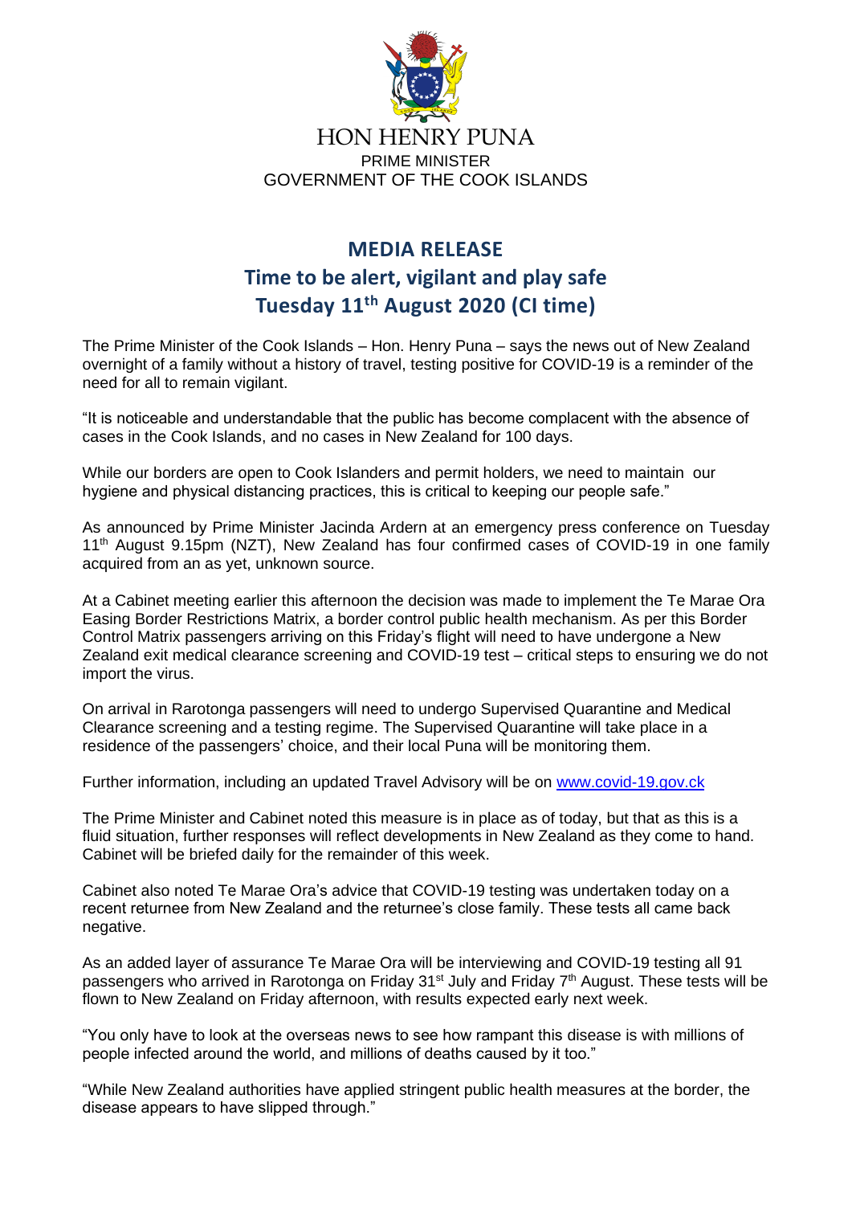HON HENRY PUNA

PRIME MINISTER

GOVERNMENT OF THE COOK ISLANDS

# MEDIA RELEASE

## Time to be alert, vigilant and play safe

## Tuesday 11th August 2020 (CI time)

The Prime Minister of the Cook Islands – Hon. Henry Puna – says the news out of New Zealand overnight of a family without a history of travel, testing positive for COVID-19 is a reminder of the need for all to remain vigilant.

"It is noticeable and understandable that the public has become complacent with the absence of cases in the Cook Islands, and no cases in New Zealand for 100 days.

While our borders are open to Cook Islanders and permit holders, we need to maintain our hygiene and physical distancing practices, this is critical to keeping our people safe."

As announced by Prime Minister Jacinda Ardern at an emergency press conference on Tuesday 11th August 9.15pm (NZT), New Zealand has four confirmed cases of COVID-19 in one family acquired from an as yet, unknown source.

At a Cabinet meeting earlier this afternoon the decision was made to implement the Te Marae Ora Easing Border Restrictions Matrix, a border control public health mechanism. As per this Border Control Matrix passengers arriving on this Friday's flight will need to have undergone a New Zealand exit medical clearance screening and COVID-19 test – critical steps to ensuring we do not import the virus.

On arrival in Rarotonga passengers will need to undergo Supervised Quarantine and Medical Clearance screening and a testing regime. The Supervised Quarantine will take place in a residence of the passengers' choice, and their local Puna will be monitoring them.

Further information, including an updated Travel Advisory will be on [www.covid-19.gov.ck](http://www.covid-19.gov.ck)

The Prime Minister and Cabinet noted this measure is in place as of today, but that as this is a fluid situation, further responses will reflect developments in New Zealand as they come to hand. Cabinet will be briefed daily for the remainder of this week.

Cabinet also noted Te Marae Ora's advice that COVID-19 testing was undertaken today on a recent returnee from New Zealand and the returnee's close family. These tests all came back negative.

As an added layer of assurance Te Marae Ora will be interviewing and COVID-19 testing all 91 passengers who arrived in Rarotonga on Friday 31st July and Friday 7th August. These tests will be flown to New Zealand on Friday afternoon, with results expected early next week.

"You only have to look at the overseas news to see how rampant this disease is with millions of people infected around the world, and millions of deaths caused by it too."

"While New Zealand authorities have applied stringent public health measures at the border, the disease appears to have slipped through."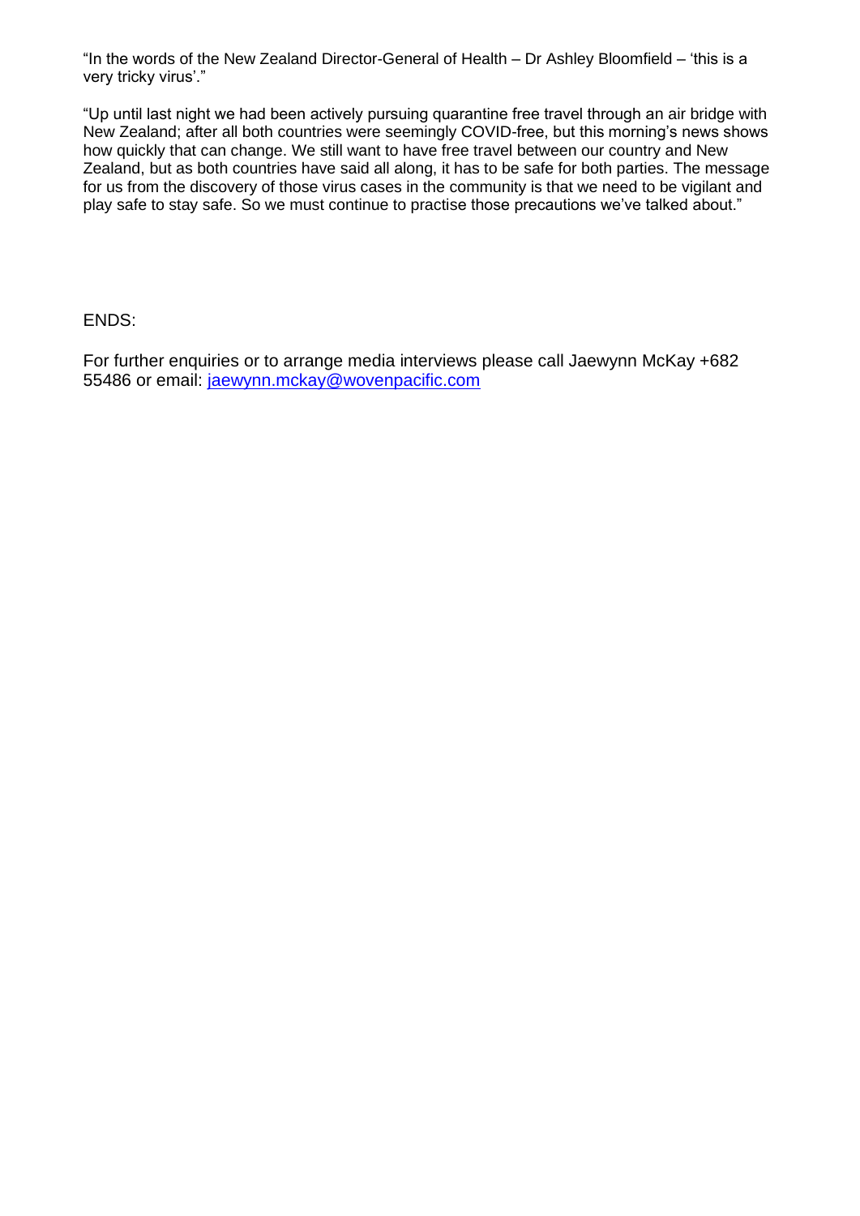"In the words of the New Zealand Director-General of Health – Dr Ashley Bloomfield – 'this is a very tricky virus'."

"Up until last night we had been actively pursuing quarantine free travel through an air bridge with New Zealand; after all both countries were seemingly COVID-free, but this morning's news shows how quickly that can change. We still want to have free travel between our country and New Zealand, but as both countries have said all along, it has to be safe for both parties. The message for us from the discovery of those virus cases in the community is that we need to be vigilant and play safe to stay safe. So we must continue to practise those precautions we've talked about."

ENDS:

For further enquiries or to arrange media interviews please call Jaewynn McKay +682 55486 or email: jaewynn.mckay@wovenpacific.com